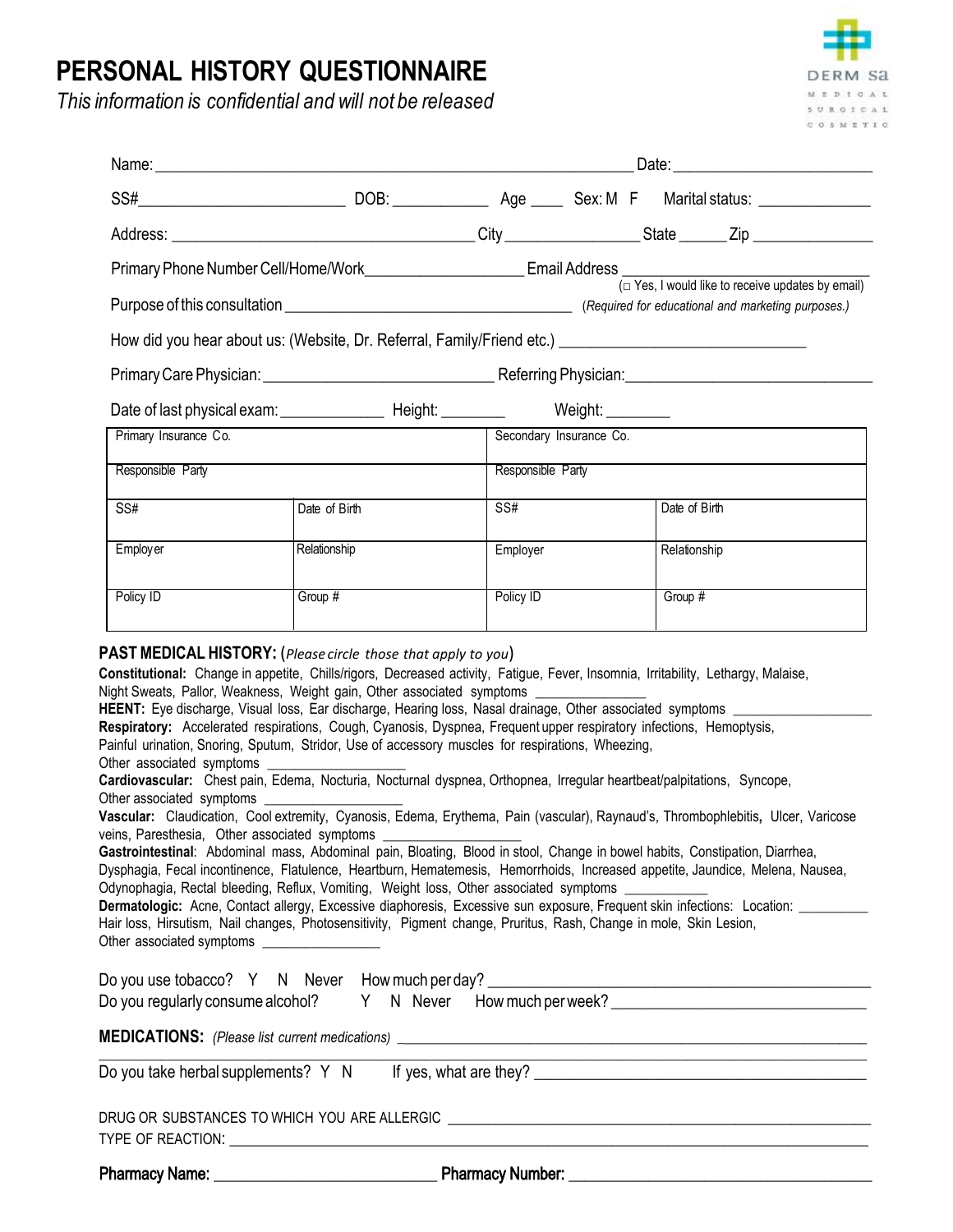# PERSONAL HISTORY QUESTIONNAIRE

*This information is confidential and will not be released*

DERM sa
MEDICAL
SURGICAL
COSMETIC

Name: ____________________________________________ Date: ____________________

SS# ____________________ DOB: __________ Age ____ Sex: M F Marital status: ____________

Address: ______________________________ City ______________ State ______ Zip ____________

Primary Phone Number Cell/Home/Work ________________ Email Address ________________________
(□ Yes, I would like to receive updates by email)

Purpose of this consultation ______________________________ *(Required for educational and marketing purposes.)*

How did you hear about us: (Website, Dr. Referral, Family/Friend etc.) ________________________

Primary Care Physician: ______________________ Referring Physician: ________________________

Date of last physical exam: __________ Height: _______ Weight: _______

| Primary Insurance Co. | | Secondary Insurance Co. | |
|---|---|---|---|
| Responsible Party | | Responsible Party | |
| SS# | Date of Birth | SS# | Date of Birth |
| Employer | Relationship | Employer | Relationship |
| Policy ID | Group # | Policy ID | Group # |

**PAST MEDICAL HISTORY:** (*Please circle those that apply to you*)

**Constitutional:** Change in appetite, Chills/rigors, Decreased activity, Fatigue, Fever, Insomnia, Irritability, Lethargy, Malaise, Night Sweats, Pallor, Weakness, Weight gain, Other associated symptoms ______________

**HEENT:** Eye discharge, Visual loss, Ear discharge, Hearing loss, Nasal drainage, Other associated symptoms ________________

**Respiratory:** Accelerated respirations, Cough, Cyanosis, Dyspnea, Frequent upper respiratory infections, Hemoptysis, Painful urination, Snoring, Sputum, Stridor, Use of accessory muscles for respirations, Wheezing, Other associated symptoms ________________

**Cardiovascular:** Chest pain, Edema, Nocturia, Nocturnal dyspnea, Orthopnea, Irregular heartbeat/palpitations, Syncope, Other associated symptoms ________________

**Vascular:** Claudication, Cool extremity, Cyanosis, Edema, Erythema, Pain (vascular), Raynaud's, Thrombophlebitis**,** Ulcer, Varicose veins, Paresthesia, Other associated symptoms ________________

**Gastrointestinal**: Abdominal mass, Abdominal pain, Bloating, Blood in stool, Change in bowel habits, Constipation, Diarrhea, Dysphagia, Fecal incontinence, Flatulence, Heartburn, Hematemesis, Hemorrhoids, Increased appetite, Jaundice, Melena, Nausea, Odynophagia, Rectal bleeding, Reflux, Vomiting, Weight loss, Other associated symptoms __________

**Dermatologic:** Acne, Contact allergy, Excessive diaphoresis, Excessive sun exposure, Frequent skin infections: Location: ________ Hair loss, Hirsutism, Nail changes, Photosensitivity, Pigment change, Pruritus, Rash, Change in mole, Skin Lesion, Other associated symptoms ______________

Do you use tobacco? Y N Never How much per day? ________________________________

Do you regularly consume alcohol? Y N Never How much per week? ________________________

**MEDICATIONS:** *(Please list current medications)* ______________________________________________

______________________________________________________________________________

Do you take herbal supplements? Y N If yes, what are they? ______________________________

DRUG OR SUBSTANCES TO WHICH YOU ARE ALLERGIC ______________________________________

TYPE OF REACTION: ____________________________________________________________

**Pharmacy Name:** ______________________ **Pharmacy Number:** ______________________________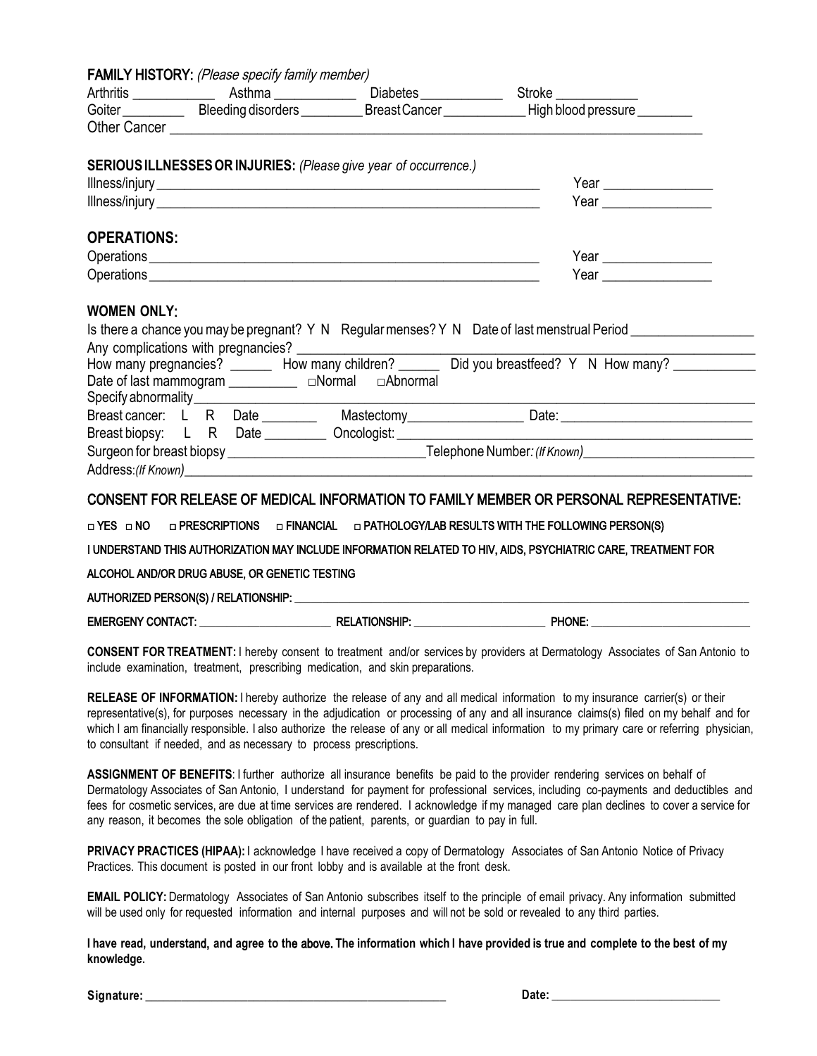**FAMILY HISTORY:** *(Please specify family member)*

Arthritis ____________ Asthma ____________ Diabetes ____________ Stroke ____________

Goiter _________ Bleeding disorders _________ Breast Cancer ____________ High blood pressure ________

Other Cancer ______________________________________________________________________________

**SERIOUS ILLNESSES OR INJURIES:** *(Please give year of occurrence.)*

Illness/injury ________________________________________________________ Year ________________

Illness/injury ________________________________________________________ Year ________________

## OPERATIONS:

Operations ________________________________________________________ Year ________________

Operations ________________________________________________________ Year ________________

## WOMEN ONLY:

Is there a chance you may be pregnant? Y N Regular menses? Y N Date of last menstrual Period __________________

Any complications with pregnancies? ________________________________________________________________

How many pregnancies? ______ How many children? ______ Did you breastfeed? Y N How many? ___________

Date of last mammogram __________ □Normal □Abnormal

Specify abnormality_______________________________________________________________________________

Breast cancer: L R Date ________ Mastectomy________________ Date: ___________________________

Breast biopsy: L R Date _________ Oncologist: _______________________________________________

Surgeon for breast biopsy ____________________________ Telephone Number*: (If Known)*________________________

Address:*(If Known)*______________________________________________________________________________

## CONSENT FOR RELEASE OF MEDICAL INFORMATION TO FAMILY MEMBER OR PERSONAL REPRESENTATIVE:

□ YES □ NO □ PRESCRIPTIONS □ FINANCIAL □ PATHOLOGY/LAB RESULTS WITH THE FOLLOWING PERSON(S)

I UNDERSTAND THIS AUTHORIZATION MAY INCLUDE INFORMATION RELATED TO HIV, AIDS, PSYCHIATRIC CARE, TREATMENT FOR ALCOHOL AND/OR DRUG ABUSE, OR GENETIC TESTING

AUTHORIZED PERSON(S) / RELATIONSHIP: ______________________________________________________________

EMERGENY CONTACT: ______________________ RELATIONSHIP: ______________________ PHONE: __________________________

**CONSENT FOR TREATMENT:** I hereby consent to treatment and/or services by providers at Dermatology Associates of San Antonio to include examination, treatment, prescribing medication, and skin preparations.

**RELEASE OF INFORMATION:** I hereby authorize the release of any and all medical information to my insurance carrier(s) or their representative(s), for purposes necessary in the adjudication or processing of any and all insurance claims(s) filed on my behalf and for which I am financially responsible. I also authorize the release of any or all medical information to my primary care or referring physician, to consultant if needed, and as necessary to process prescriptions.

**ASSIGNMENT OF BENEFITS**: I further authorize all insurance benefits be paid to the provider rendering services on behalf of Dermatology Associates of San Antonio, I understand for payment for professional services, including co-payments and deductibles and fees for cosmetic services, are due at time services are rendered. I acknowledge if my managed care plan declines to cover a service for any reason, it becomes the sole obligation of the patient, parents, or guardian to pay in full.

**PRIVACY PRACTICES (HIPAA):** I acknowledge I have received a copy of Dermatology Associates of San Antonio Notice of Privacy Practices. This document is posted in our front lobby and is available at the front desk.

**EMAIL POLICY:** Dermatology Associates of San Antonio subscribes itself to the principle of email privacy. Any information submitted will be used only for requested information and internal purposes and will not be sold or revealed to any third parties.

**I have read, understand, and agree to the above. The information which I have provided is true and complete to the best of my knowledge.**

**Signature:** ____________________________________________________ **Date:** ___________________________